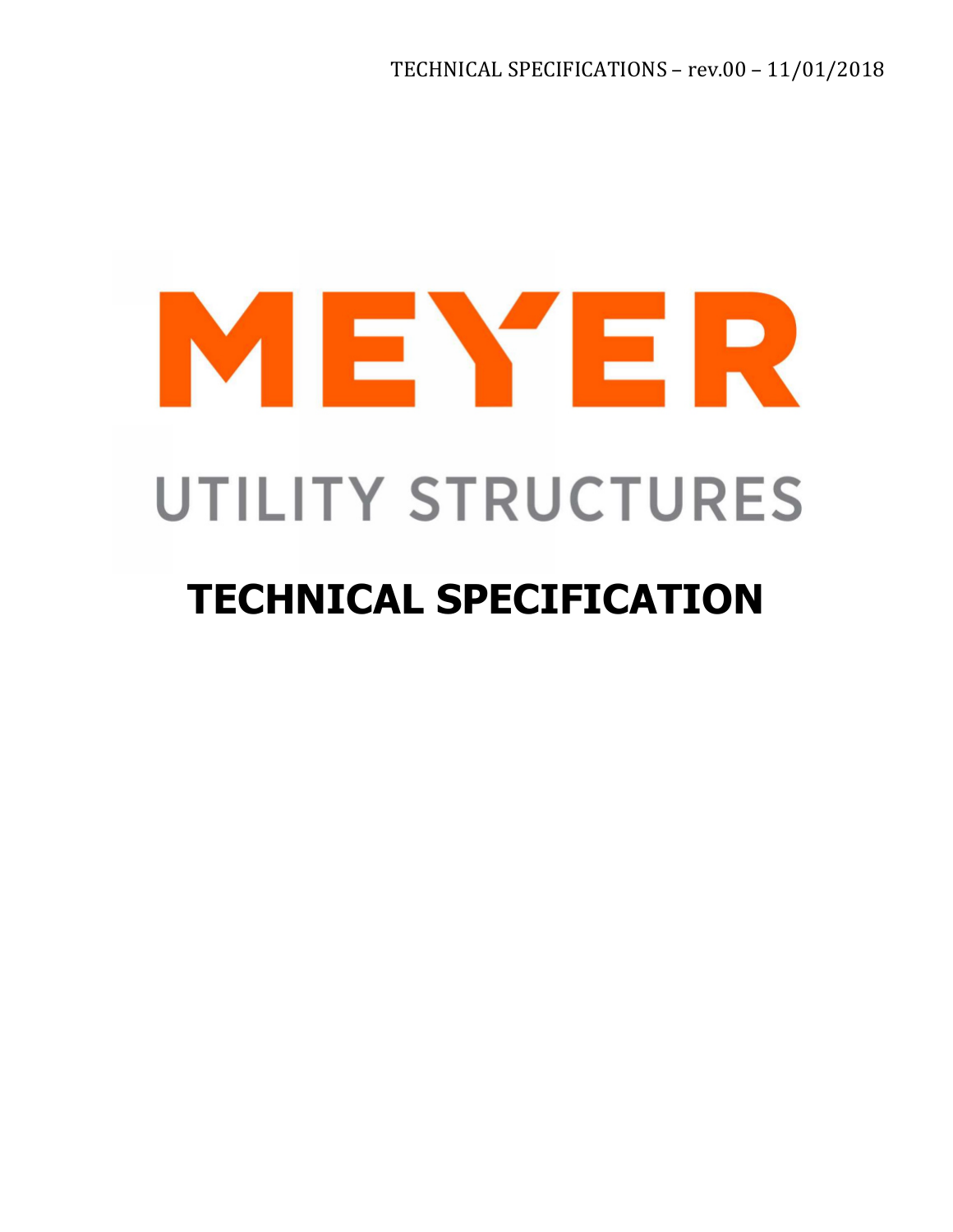# MEYER

## UTILITY STRUCTURES

# TECHNICAL SPECIFICATION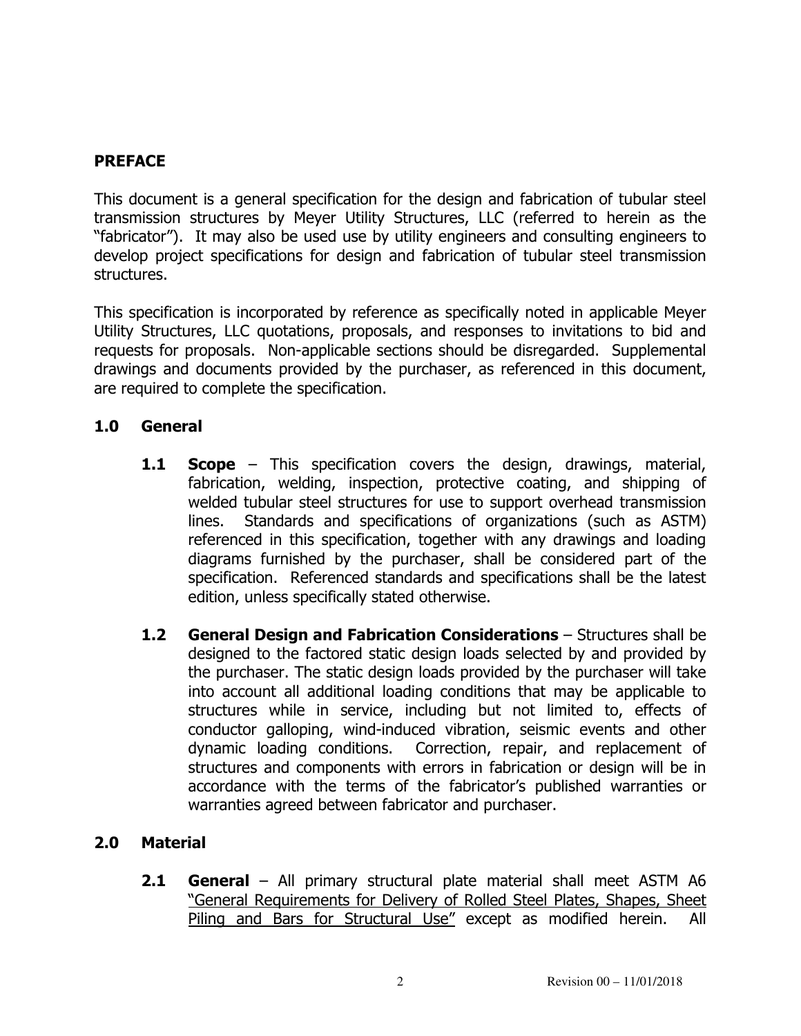## PREFACE

This document is a general specification for the design and fabrication of tubular steel transmission structures by Meyer Utility Structures, LLC (referred to herein as the "fabricator"). It may also be used use by utility engineers and consulting engineers to develop project specifications for design and fabrication of tubular steel transmission structures.

This specification is incorporated by reference as specifically noted in applicable Meyer Utility Structures, LLC quotations, proposals, and responses to invitations to bid and requests for proposals. Non-applicable sections should be disregarded. Supplemental drawings and documents provided by the purchaser, as referenced in this document, are required to complete the specification.

## 1.0 General

**1.1 Scope** – This specification covers the design, drawings, material, fabrication, welding, inspection, protective coating, and shipping of welded tubular steel structures for use to support overhead transmission lines. Standards and specifications of organizations (such as ASTM) referenced in this specification, together with any drawings and loading diagrams furnished by the purchaser, shall be considered part of the specification. Referenced standards and specifications shall be the latest edition, unless specifically stated otherwise.

**1.2 General Design and Fabrication Considerations** – Structures shall be designed to the factored static design loads selected by and provided by the purchaser. The static design loads provided by the purchaser will take into account all additional loading conditions that may be applicable to structures while in service, including but not limited to, effects of conductor galloping, wind-induced vibration, seismic events and other dynamic loading conditions. Correction, repair, and replacement of structures and components with errors in fabrication or design will be in accordance with the terms of the fabricator's published warranties or warranties agreed between fabricator and purchaser.

## 2.0 Material

**2.1 General** – All primary structural plate material shall meet ASTM A6 "General Requirements for Delivery of Rolled Steel Plates, Shapes, Sheet Piling and Bars for Structural Use" except as modified herein. All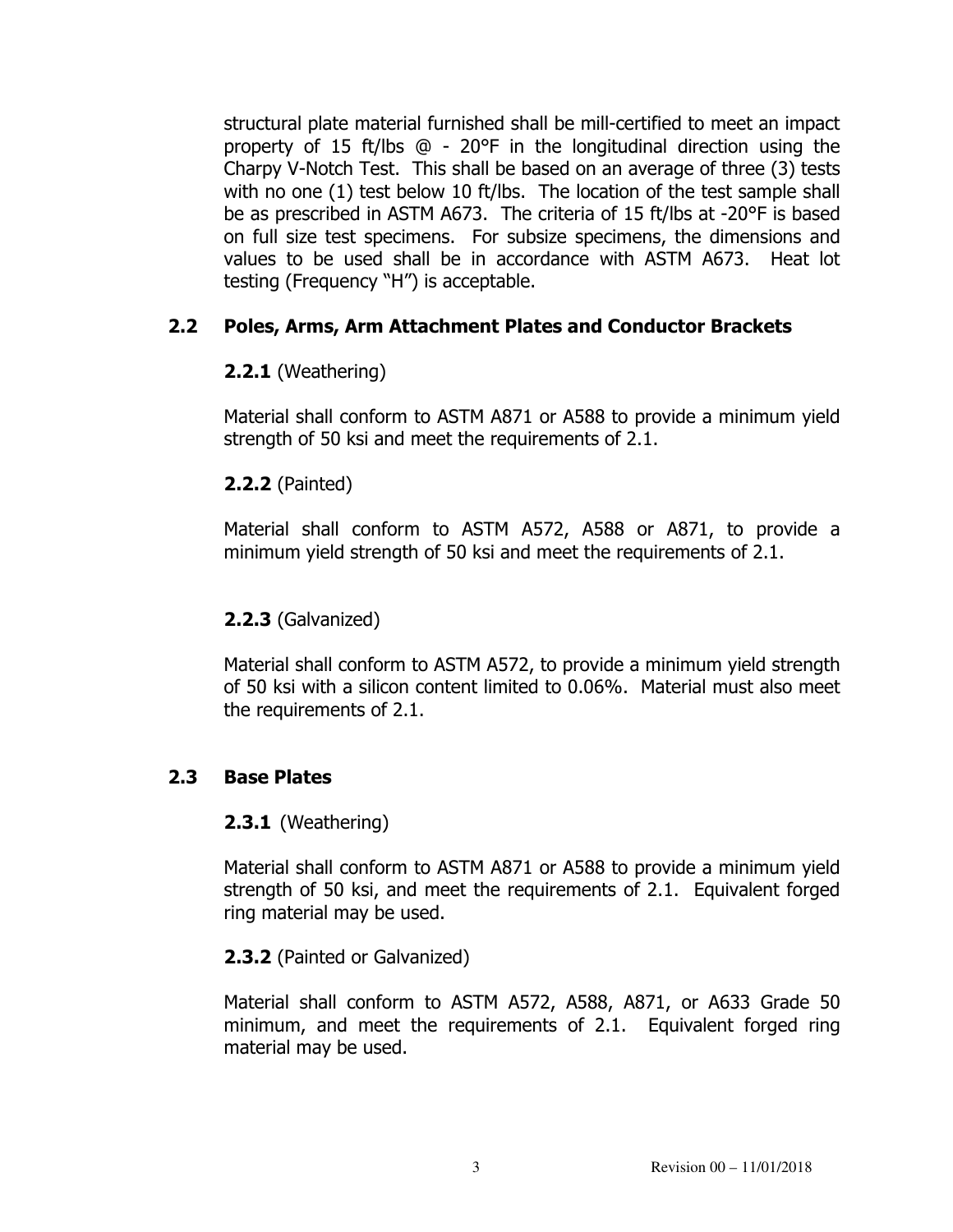structural plate material furnished shall be mill-certified to meet an impact property of 15 ft/lbs @ - 20°F in the longitudinal direction using the Charpy V-Notch Test. This shall be based on an average of three (3) tests with no one (1) test below 10 ft/lbs. The location of the test sample shall be as prescribed in ASTM A673. The criteria of 15 ft/lbs at -20°F is based on full size test specimens. For subsize specimens, the dimensions and values to be used shall be in accordance with ASTM A673. Heat lot testing (Frequency "H") is acceptable.

## 2.2 Poles, Arms, Arm Attachment Plates and Conductor Brackets

**2.2.1** (Weathering)

Material shall conform to ASTM A871 or A588 to provide a minimum yield strength of 50 ksi and meet the requirements of 2.1.

**2.2.2** (Painted)

Material shall conform to ASTM A572, A588 or A871, to provide a minimum yield strength of 50 ksi and meet the requirements of 2.1.

**2.2.3** (Galvanized)

Material shall conform to ASTM A572, to provide a minimum yield strength of 50 ksi with a silicon content limited to 0.06%. Material must also meet the requirements of 2.1.

## 2.3 Base Plates

**2.3.1** (Weathering)

Material shall conform to ASTM A871 or A588 to provide a minimum yield strength of 50 ksi, and meet the requirements of 2.1. Equivalent forged ring material may be used.

**2.3.2** (Painted or Galvanized)

Material shall conform to ASTM A572, A588, A871, or A633 Grade 50 minimum, and meet the requirements of 2.1. Equivalent forged ring material may be used.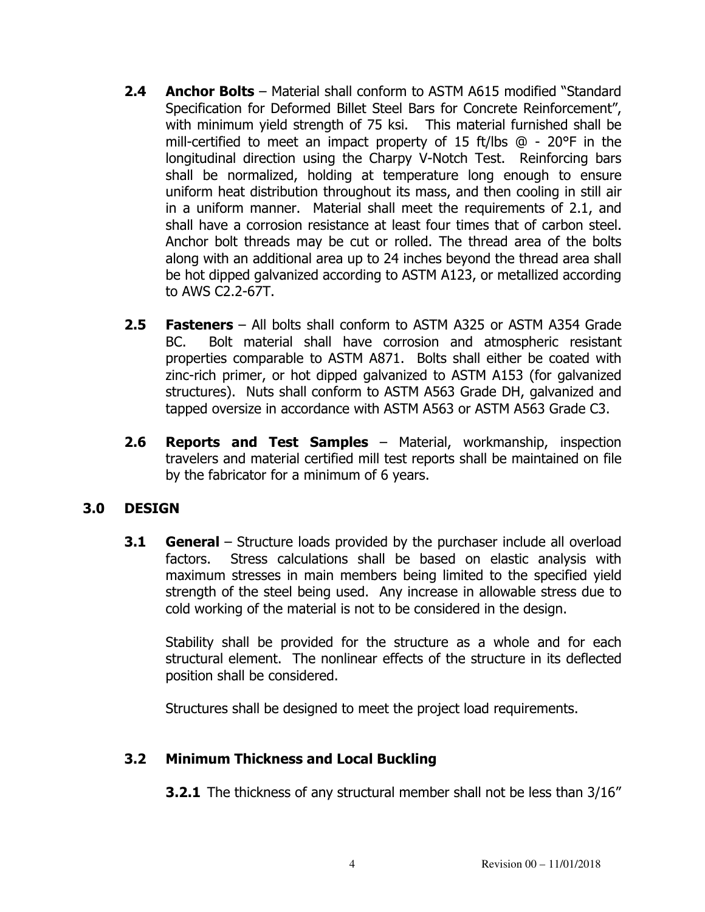**2.4 Anchor Bolts** – Material shall conform to ASTM A615 modified "Standard Specification for Deformed Billet Steel Bars for Concrete Reinforcement", with minimum yield strength of 75 ksi. This material furnished shall be mill-certified to meet an impact property of 15 ft/lbs @ - 20°F in the longitudinal direction using the Charpy V-Notch Test. Reinforcing bars shall be normalized, holding at temperature long enough to ensure uniform heat distribution throughout its mass, and then cooling in still air in a uniform manner. Material shall meet the requirements of 2.1, and shall have a corrosion resistance at least four times that of carbon steel. Anchor bolt threads may be cut or rolled. The thread area of the bolts along with an additional area up to 24 inches beyond the thread area shall be hot dipped galvanized according to ASTM A123, or metallized according to AWS C2.2-67T.

**2.5 Fasteners** – All bolts shall conform to ASTM A325 or ASTM A354 Grade BC. Bolt material shall have corrosion and atmospheric resistant properties comparable to ASTM A871. Bolts shall either be coated with zinc-rich primer, or hot dipped galvanized to ASTM A153 (for galvanized structures). Nuts shall conform to ASTM A563 Grade DH, galvanized and tapped oversize in accordance with ASTM A563 or ASTM A563 Grade C3.

**2.6 Reports and Test Samples** – Material, workmanship, inspection travelers and material certified mill test reports shall be maintained on file by the fabricator for a minimum of 6 years.

## 3.0 DESIGN

**3.1 General** – Structure loads provided by the purchaser include all overload factors. Stress calculations shall be based on elastic analysis with maximum stresses in main members being limited to the specified yield strength of the steel being used. Any increase in allowable stress due to cold working of the material is not to be considered in the design.

Stability shall be provided for the structure as a whole and for each structural element. The nonlinear effects of the structure in its deflected position shall be considered.

Structures shall be designed to meet the project load requirements.

### 3.2 Minimum Thickness and Local Buckling

**3.2.1** The thickness of any structural member shall not be less than 3/16"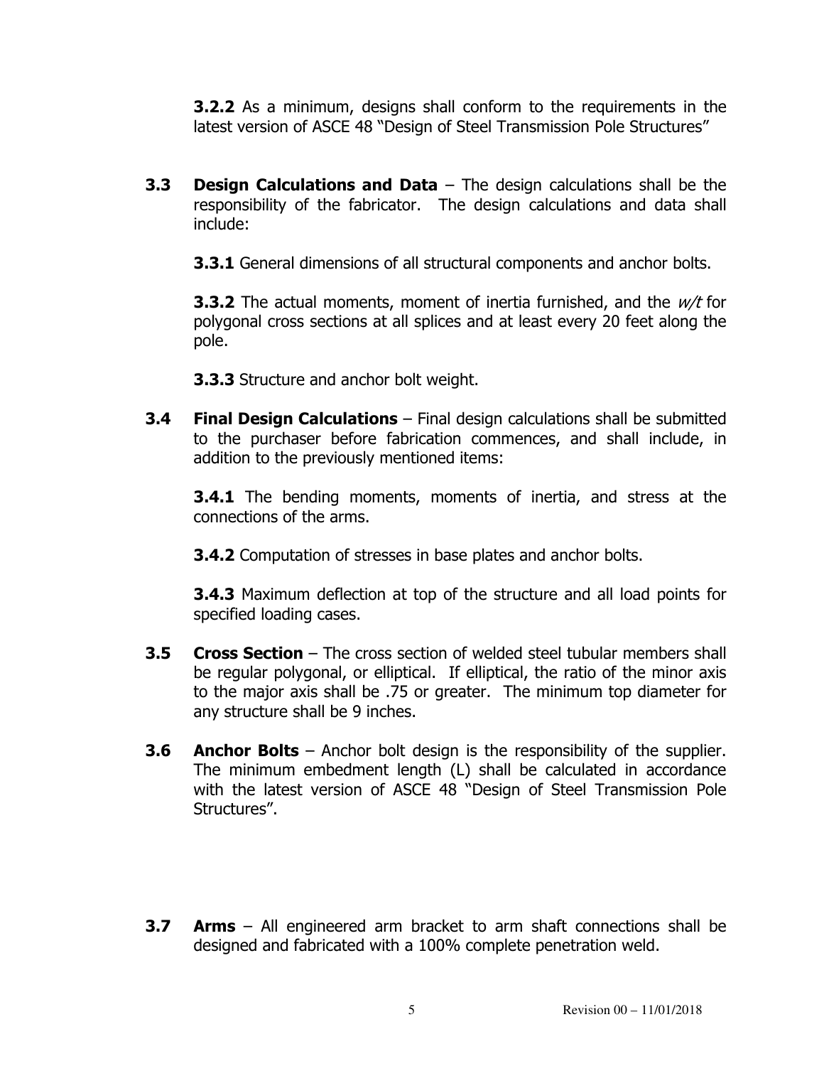**3.2.2** As a minimum, designs shall conform to the requirements in the latest version of ASCE 48 "Design of Steel Transmission Pole Structures"

**3.3 Design Calculations and Data** – The design calculations shall be the responsibility of the fabricator. The design calculations and data shall include:

**3.3.1** General dimensions of all structural components and anchor bolts.

**3.3.2** The actual moments, moment of inertia furnished, and the *w/t* for polygonal cross sections at all splices and at least every 20 feet along the pole.

**3.3.3** Structure and anchor bolt weight.

**3.4 Final Design Calculations** – Final design calculations shall be submitted to the purchaser before fabrication commences, and shall include, in addition to the previously mentioned items:

**3.4.1** The bending moments, moments of inertia, and stress at the connections of the arms.

**3.4.2** Computation of stresses in base plates and anchor bolts.

**3.4.3** Maximum deflection at top of the structure and all load points for specified loading cases.

**3.5 Cross Section** – The cross section of welded steel tubular members shall be regular polygonal, or elliptical. If elliptical, the ratio of the minor axis to the major axis shall be .75 or greater. The minimum top diameter for any structure shall be 9 inches.

**3.6 Anchor Bolts** – Anchor bolt design is the responsibility of the supplier. The minimum embedment length (L) shall be calculated in accordance with the latest version of ASCE 48 "Design of Steel Transmission Pole Structures".

**3.7 Arms** – All engineered arm bracket to arm shaft connections shall be designed and fabricated with a 100% complete penetration weld.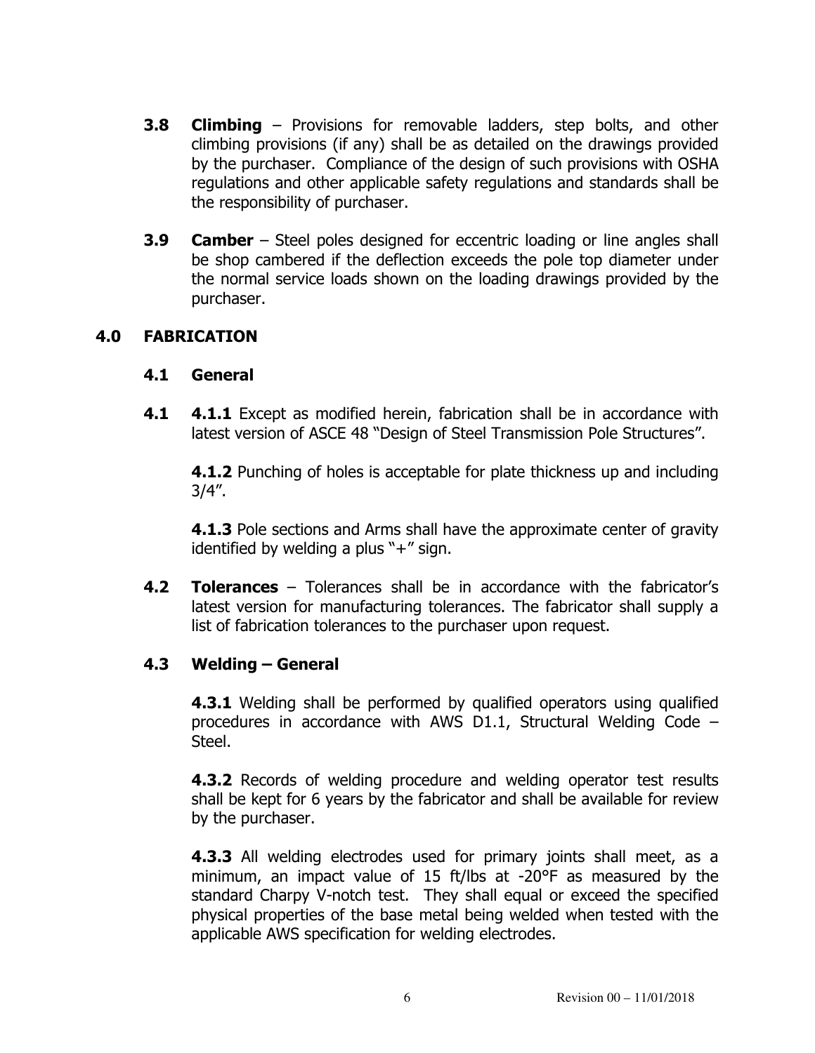**3.8 Climbing** – Provisions for removable ladders, step bolts, and other climbing provisions (if any) shall be as detailed on the drawings provided by the purchaser. Compliance of the design of such provisions with OSHA regulations and other applicable safety regulations and standards shall be the responsibility of purchaser.

**3.9 Camber** – Steel poles designed for eccentric loading or line angles shall be shop cambered if the deflection exceeds the pole top diameter under the normal service loads shown on the loading drawings provided by the purchaser.

## 4.0 FABRICATION

### 4.1 General

**4.1** **4.1.1** Except as modified herein, fabrication shall be in accordance with latest version of ASCE 48 "Design of Steel Transmission Pole Structures".

**4.1.2** Punching of holes is acceptable for plate thickness up and including 3/4".

**4.1.3** Pole sections and Arms shall have the approximate center of gravity identified by welding a plus "+" sign.

**4.2 Tolerances** – Tolerances shall be in accordance with the fabricator's latest version for manufacturing tolerances. The fabricator shall supply a list of fabrication tolerances to the purchaser upon request.

### 4.3 Welding – General

**4.3.1** Welding shall be performed by qualified operators using qualified procedures in accordance with AWS D1.1, Structural Welding Code – Steel.

**4.3.2** Records of welding procedure and welding operator test results shall be kept for 6 years by the fabricator and shall be available for review by the purchaser.

**4.3.3** All welding electrodes used for primary joints shall meet, as a minimum, an impact value of 15 ft/lbs at -20°F as measured by the standard Charpy V-notch test. They shall equal or exceed the specified physical properties of the base metal being welded when tested with the applicable AWS specification for welding electrodes.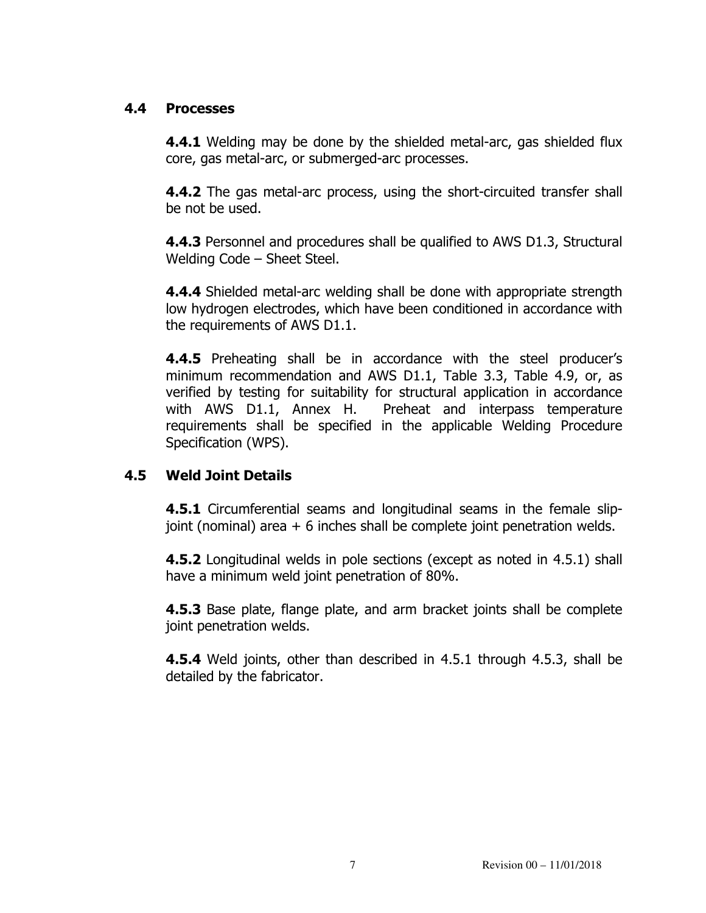### 4.4 Processes

**4.4.1** Welding may be done by the shielded metal-arc, gas shielded flux core, gas metal-arc, or submerged-arc processes.

**4.4.2** The gas metal-arc process, using the short-circuited transfer shall be not be used.

**4.4.3** Personnel and procedures shall be qualified to AWS D1.3, Structural Welding Code – Sheet Steel.

**4.4.4** Shielded metal-arc welding shall be done with appropriate strength low hydrogen electrodes, which have been conditioned in accordance with the requirements of AWS D1.1.

**4.4.5** Preheating shall be in accordance with the steel producer's minimum recommendation and AWS D1.1, Table 3.3, Table 4.9, or, as verified by testing for suitability for structural application in accordance with AWS D1.1, Annex H. Preheat and interpass temperature requirements shall be specified in the applicable Welding Procedure Specification (WPS).

### 4.5 Weld Joint Details

**4.5.1** Circumferential seams and longitudinal seams in the female slip-joint (nominal) area + 6 inches shall be complete joint penetration welds.

**4.5.2** Longitudinal welds in pole sections (except as noted in 4.5.1) shall have a minimum weld joint penetration of 80%.

**4.5.3** Base plate, flange plate, and arm bracket joints shall be complete joint penetration welds.

**4.5.4** Weld joints, other than described in 4.5.1 through 4.5.3, shall be detailed by the fabricator.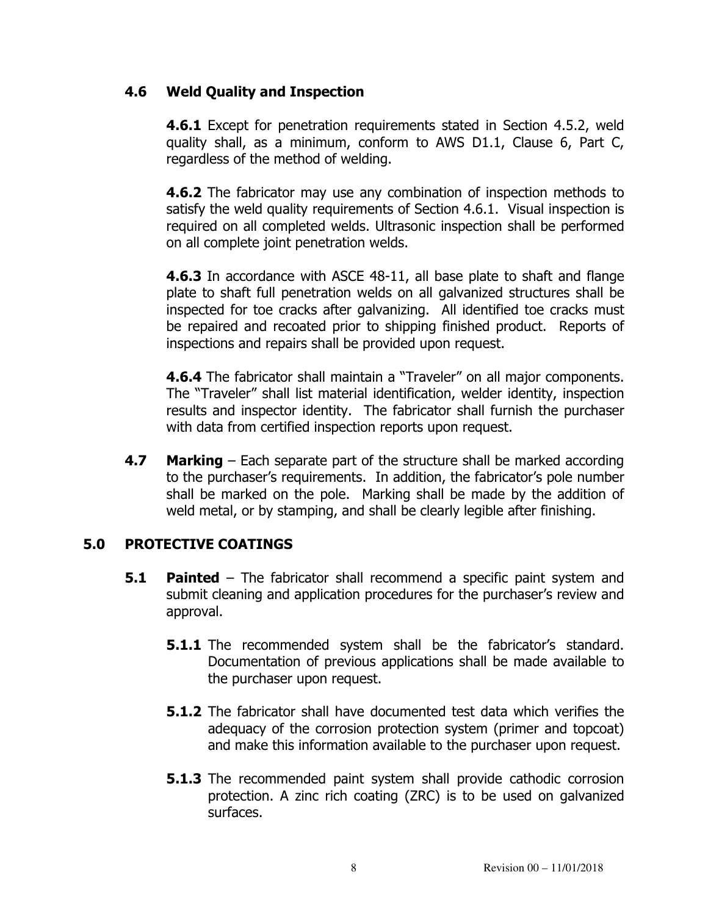### 4.6 Weld Quality and Inspection

**4.6.1** Except for penetration requirements stated in Section 4.5.2, weld quality shall, as a minimum, conform to AWS D1.1, Clause 6, Part C, regardless of the method of welding.

**4.6.2** The fabricator may use any combination of inspection methods to satisfy the weld quality requirements of Section 4.6.1. Visual inspection is required on all completed welds. Ultrasonic inspection shall be performed on all complete joint penetration welds.

**4.6.3** In accordance with ASCE 48-11, all base plate to shaft and flange plate to shaft full penetration welds on all galvanized structures shall be inspected for toe cracks after galvanizing. All identified toe cracks must be repaired and recoated prior to shipping finished product. Reports of inspections and repairs shall be provided upon request.

**4.6.4** The fabricator shall maintain a "Traveler" on all major components. The "Traveler" shall list material identification, welder identity, inspection results and inspector identity. The fabricator shall furnish the purchaser with data from certified inspection reports upon request.

**4.7 Marking** – Each separate part of the structure shall be marked according to the purchaser's requirements. In addition, the fabricator's pole number shall be marked on the pole. Marking shall be made by the addition of weld metal, or by stamping, and shall be clearly legible after finishing.

## 5.0 PROTECTIVE COATINGS

**5.1 Painted** – The fabricator shall recommend a specific paint system and submit cleaning and application procedures for the purchaser's review and approval.

**5.1.1** The recommended system shall be the fabricator's standard. Documentation of previous applications shall be made available to the purchaser upon request.

**5.1.2** The fabricator shall have documented test data which verifies the adequacy of the corrosion protection system (primer and topcoat) and make this information available to the purchaser upon request.

**5.1.3** The recommended paint system shall provide cathodic corrosion protection. A zinc rich coating (ZRC) is to be used on galvanized surfaces.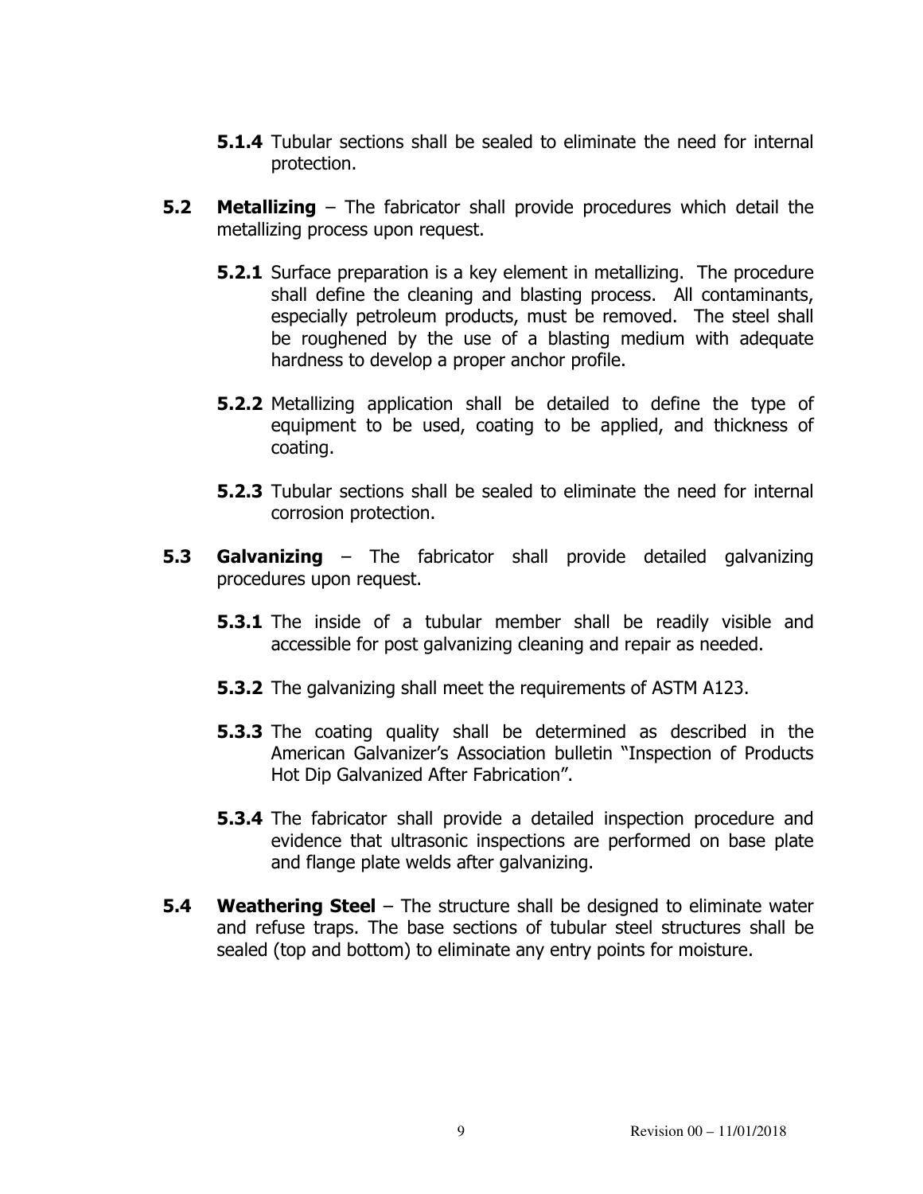**5.1.4** Tubular sections shall be sealed to eliminate the need for internal protection.

**5.2 Metallizing** – The fabricator shall provide procedures which detail the metallizing process upon request.

**5.2.1** Surface preparation is a key element in metallizing. The procedure shall define the cleaning and blasting process. All contaminants, especially petroleum products, must be removed. The steel shall be roughened by the use of a blasting medium with adequate hardness to develop a proper anchor profile.

**5.2.2** Metallizing application shall be detailed to define the type of equipment to be used, coating to be applied, and thickness of coating.

**5.2.3** Tubular sections shall be sealed to eliminate the need for internal corrosion protection.

**5.3 Galvanizing** – The fabricator shall provide detailed galvanizing procedures upon request.

**5.3.1** The inside of a tubular member shall be readily visible and accessible for post galvanizing cleaning and repair as needed.

**5.3.2** The galvanizing shall meet the requirements of ASTM A123.

**5.3.3** The coating quality shall be determined as described in the American Galvanizer's Association bulletin "Inspection of Products Hot Dip Galvanized After Fabrication".

**5.3.4** The fabricator shall provide a detailed inspection procedure and evidence that ultrasonic inspections are performed on base plate and flange plate welds after galvanizing.

**5.4 Weathering Steel** – The structure shall be designed to eliminate water and refuse traps. The base sections of tubular steel structures shall be sealed (top and bottom) to eliminate any entry points for moisture.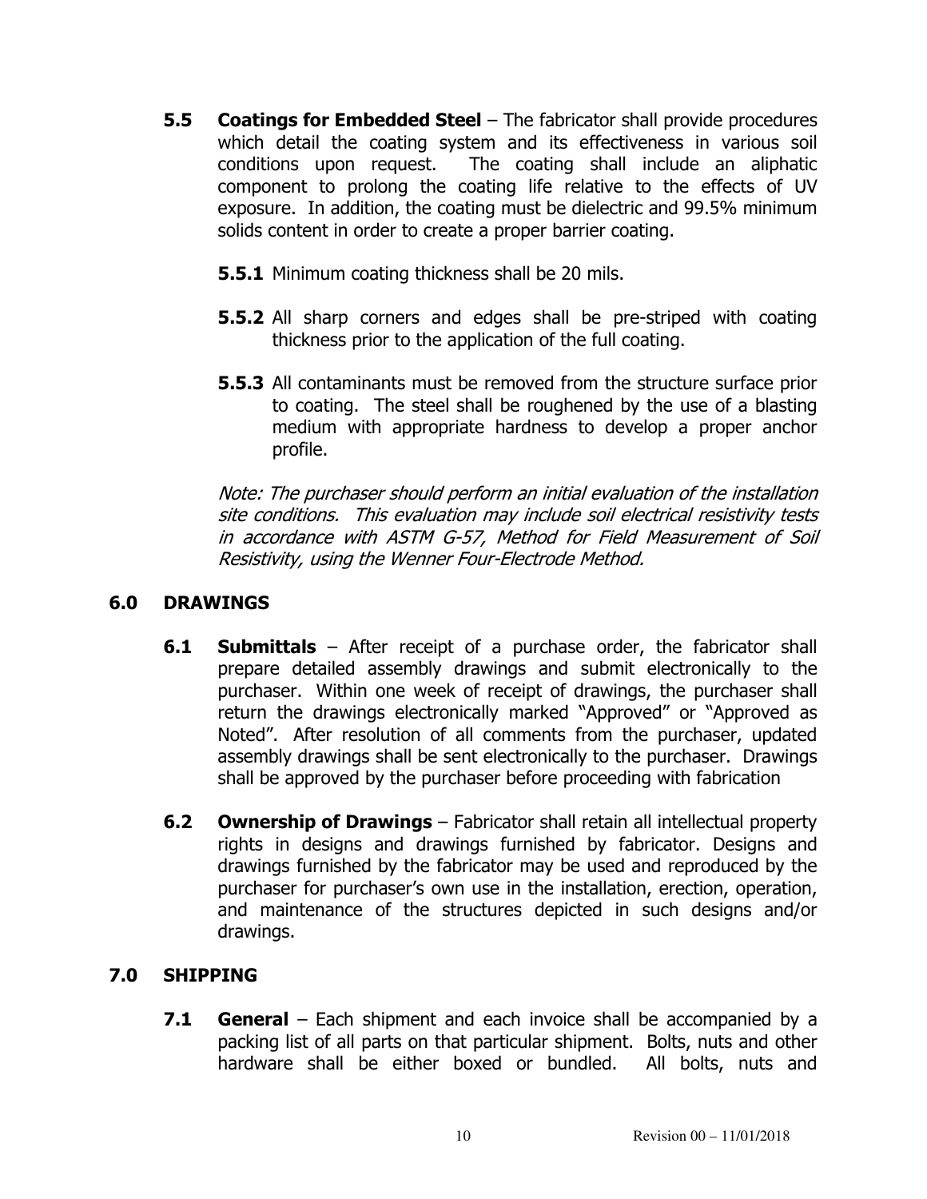**5.5 Coatings for Embedded Steel** – The fabricator shall provide procedures which detail the coating system and its effectiveness in various soil conditions upon request. The coating shall include an aliphatic component to prolong the coating life relative to the effects of UV exposure. In addition, the coating must be dielectric and 99.5% minimum solids content in order to create a proper barrier coating.

**5.5.1** Minimum coating thickness shall be 20 mils.

**5.5.2** All sharp corners and edges shall be pre-striped with coating thickness prior to the application of the full coating.

**5.5.3** All contaminants must be removed from the structure surface prior to coating. The steel shall be roughened by the use of a blasting medium with appropriate hardness to develop a proper anchor profile.

*Note: The purchaser should perform an initial evaluation of the installation site conditions. This evaluation may include soil electrical resistivity tests in accordance with ASTM G-57, Method for Field Measurement of Soil Resistivity, using the Wenner Four-Electrode Method.*

## 6.0 DRAWINGS

**6.1 Submittals** – After receipt of a purchase order, the fabricator shall prepare detailed assembly drawings and submit electronically to the purchaser. Within one week of receipt of drawings, the purchaser shall return the drawings electronically marked "Approved" or "Approved as Noted". After resolution of all comments from the purchaser, updated assembly drawings shall be sent electronically to the purchaser. Drawings shall be approved by the purchaser before proceeding with fabrication

**6.2 Ownership of Drawings** – Fabricator shall retain all intellectual property rights in designs and drawings furnished by fabricator. Designs and drawings furnished by the fabricator may be used and reproduced by the purchaser for purchaser's own use in the installation, erection, operation, and maintenance of the structures depicted in such designs and/or drawings.

## 7.0 SHIPPING

**7.1 General** – Each shipment and each invoice shall be accompanied by a packing list of all parts on that particular shipment. Bolts, nuts and other hardware shall be either boxed or bundled. All bolts, nuts and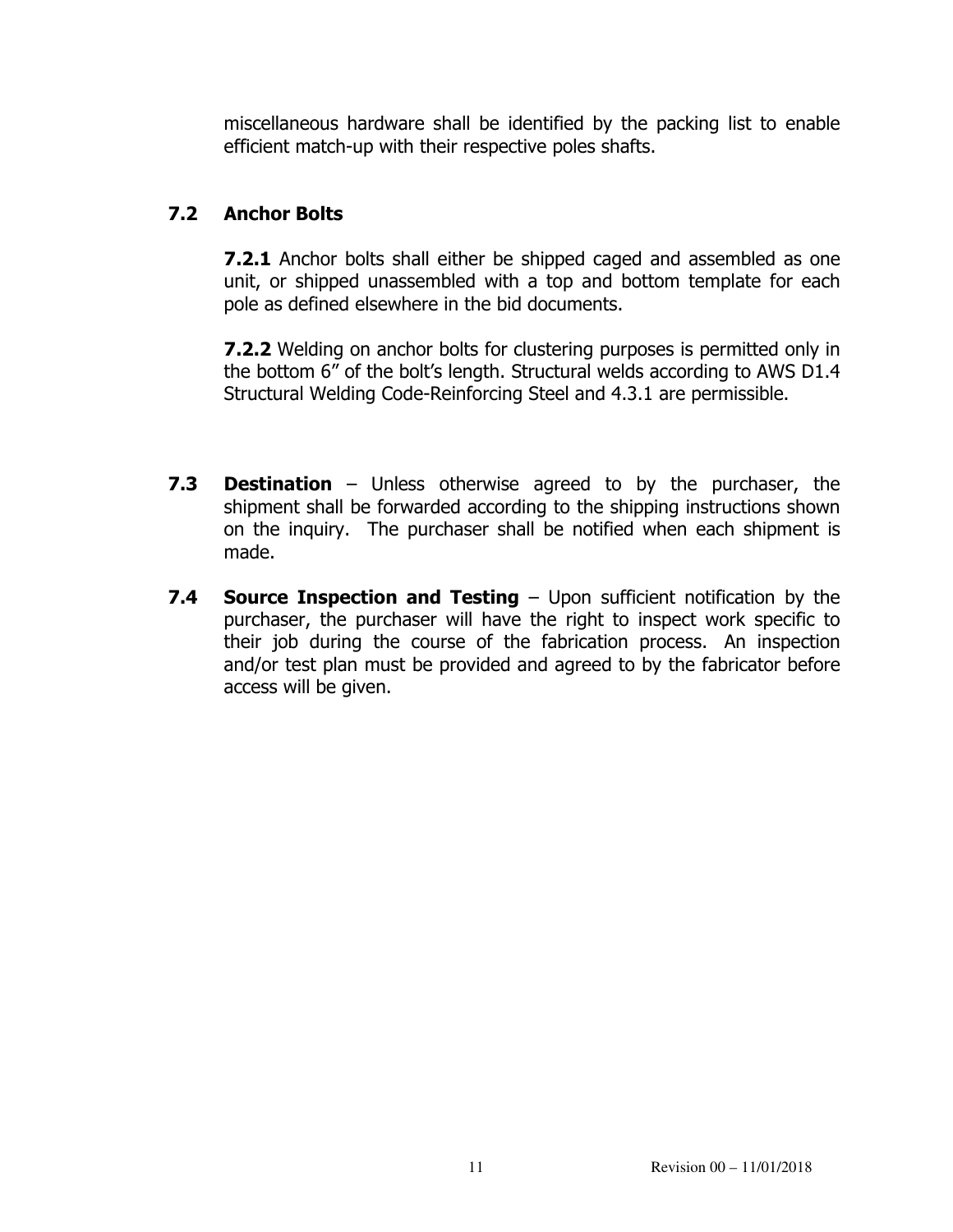miscellaneous hardware shall be identified by the packing list to enable efficient match-up with their respective poles shafts.

## 7.2 Anchor Bolts

**7.2.1** Anchor bolts shall either be shipped caged and assembled as one unit, or shipped unassembled with a top and bottom template for each pole as defined elsewhere in the bid documents.

**7.2.2** Welding on anchor bolts for clustering purposes is permitted only in the bottom 6" of the bolt's length. Structural welds according to AWS D1.4 Structural Welding Code-Reinforcing Steel and 4.3.1 are permissible.

**7.3 Destination** – Unless otherwise agreed to by the purchaser, the shipment shall be forwarded according to the shipping instructions shown on the inquiry. The purchaser shall be notified when each shipment is made.

**7.4 Source Inspection and Testing** – Upon sufficient notification by the purchaser, the purchaser will have the right to inspect work specific to their job during the course of the fabrication process. An inspection and/or test plan must be provided and agreed to by the fabricator before access will be given.